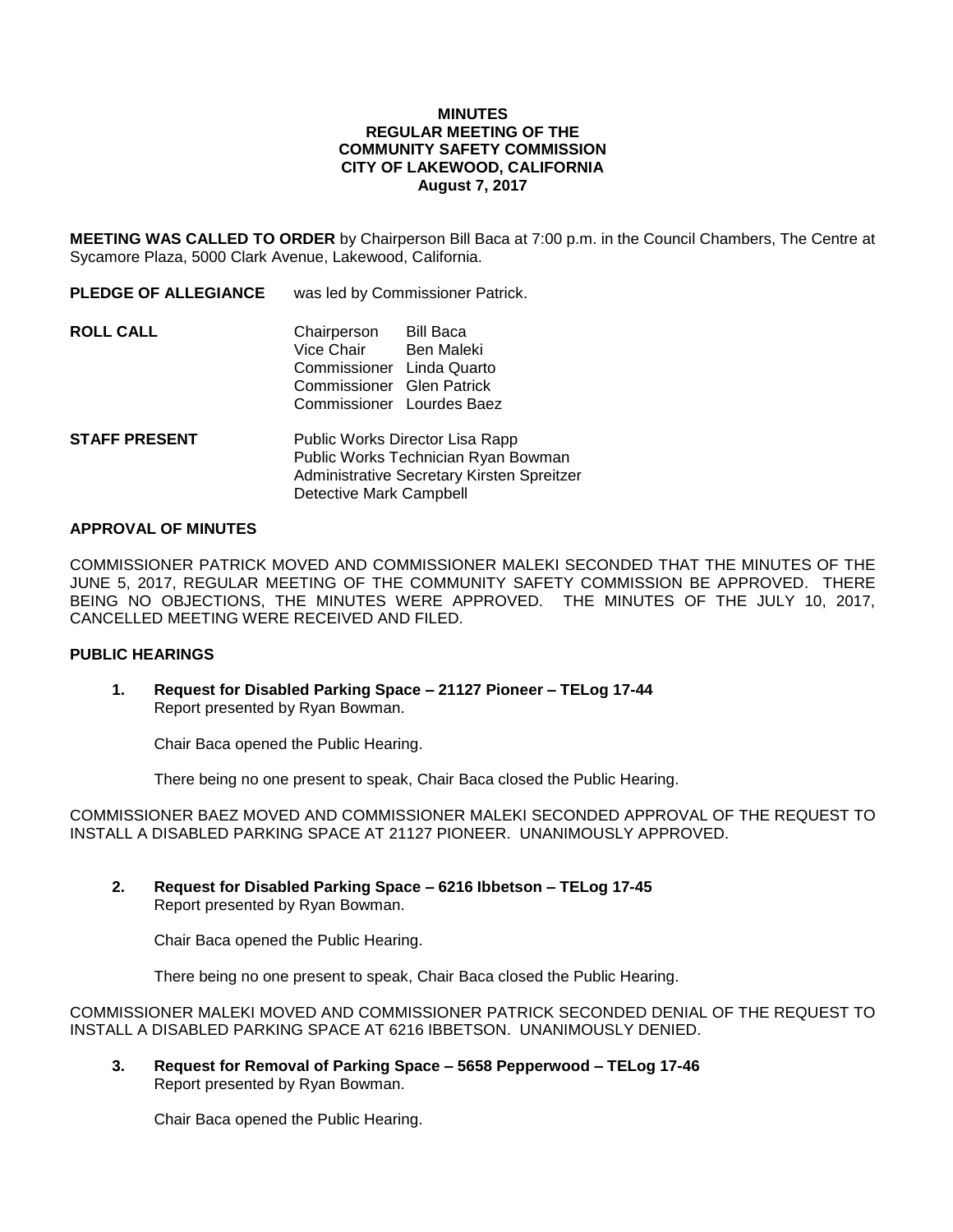**MINUTES**
**REGULAR MEETING OF THE**
**COMMUNITY SAFETY COMMISSION**
**CITY OF LAKEWOOD, CALIFORNIA**
**August 7, 2017**

**MEETING WAS CALLED TO ORDER** by Chairperson Bill Baca at 7:00 p.m. in the Council Chambers, The Centre at Sycamore Plaza, 5000 Clark Avenue, Lakewood, California.

**PLEDGE OF ALLEGIANCE** was led by Commissioner Patrick.

**ROLL CALL**

Chairperson Bill Baca
Vice Chair Ben Maleki
Commissioner Linda Quarto
Commissioner Glen Patrick
Commissioner Lourdes Baez

**STAFF PRESENT**

Public Works Director Lisa Rapp
Public Works Technician Ryan Bowman
Administrative Secretary Kirsten Spreitzer
Detective Mark Campbell

**APPROVAL OF MINUTES**

COMMISSIONER PATRICK MOVED AND COMMISSIONER MALEKI SECONDED THAT THE MINUTES OF THE JUNE 5, 2017, REGULAR MEETING OF THE COMMUNITY SAFETY COMMISSION BE APPROVED. THERE BEING NO OBJECTIONS, THE MINUTES WERE APPROVED. THE MINUTES OF THE JULY 10, 2017, CANCELLED MEETING WERE RECEIVED AND FILED.

**PUBLIC HEARINGS**

**1. Request for Disabled Parking Space – 21127 Pioneer – TELog 17-44**
Report presented by Ryan Bowman.

Chair Baca opened the Public Hearing.

There being no one present to speak, Chair Baca closed the Public Hearing.

COMMISSIONER BAEZ MOVED AND COMMISSIONER MALEKI SECONDED APPROVAL OF THE REQUEST TO INSTALL A DISABLED PARKING SPACE AT 21127 PIONEER. UNANIMOUSLY APPROVED.

**2. Request for Disabled Parking Space – 6216 Ibbetson – TELog 17-45**
Report presented by Ryan Bowman.

Chair Baca opened the Public Hearing.

There being no one present to speak, Chair Baca closed the Public Hearing.

COMMISSIONER MALEKI MOVED AND COMMISSIONER PATRICK SECONDED DENIAL OF THE REQUEST TO INSTALL A DISABLED PARKING SPACE AT 6216 IBBETSON. UNANIMOUSLY DENIED.

**3. Request for Removal of Parking Space – 5658 Pepperwood – TELog 17-46**
Report presented by Ryan Bowman.

Chair Baca opened the Public Hearing.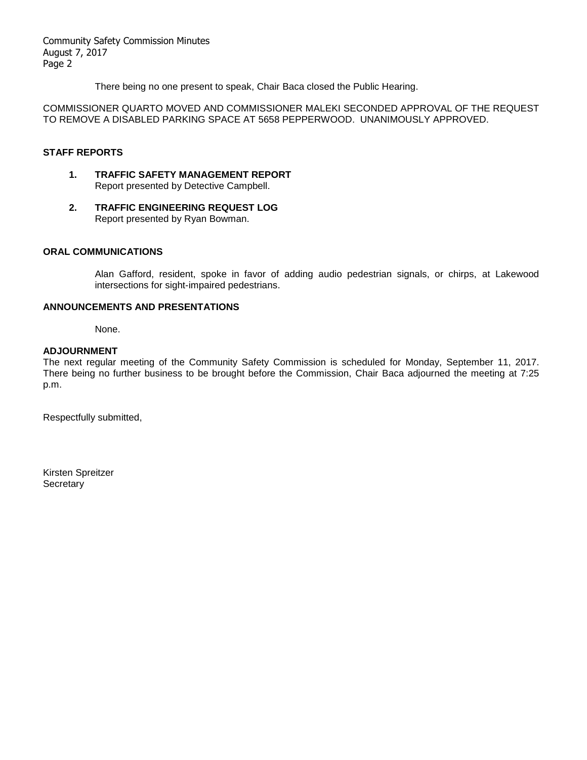There being no one present to speak, Chair Baca closed the Public Hearing.

COMMISSIONER QUARTO MOVED AND COMMISSIONER MALEKI SECONDED APPROVAL OF THE REQUEST TO REMOVE A DISABLED PARKING SPACE AT 5658 PEPPERWOOD. UNANIMOUSLY APPROVED.

**STAFF REPORTS**

1. **TRAFFIC SAFETY MANAGEMENT REPORT**
   Report presented by Detective Campbell.

2. **TRAFFIC ENGINEERING REQUEST LOG**
   Report presented by Ryan Bowman.

**ORAL COMMUNICATIONS**

Alan Gafford, resident, spoke in favor of adding audio pedestrian signals, or chirps, at Lakewood intersections for sight-impaired pedestrians.

**ANNOUNCEMENTS AND PRESENTATIONS**

None.

**ADJOURNMENT**

The next regular meeting of the Community Safety Commission is scheduled for Monday, September 11, 2017. There being no further business to be brought before the Commission, Chair Baca adjourned the meeting at 7:25 p.m.

Respectfully submitted,

Kirsten Spreitzer
Secretary